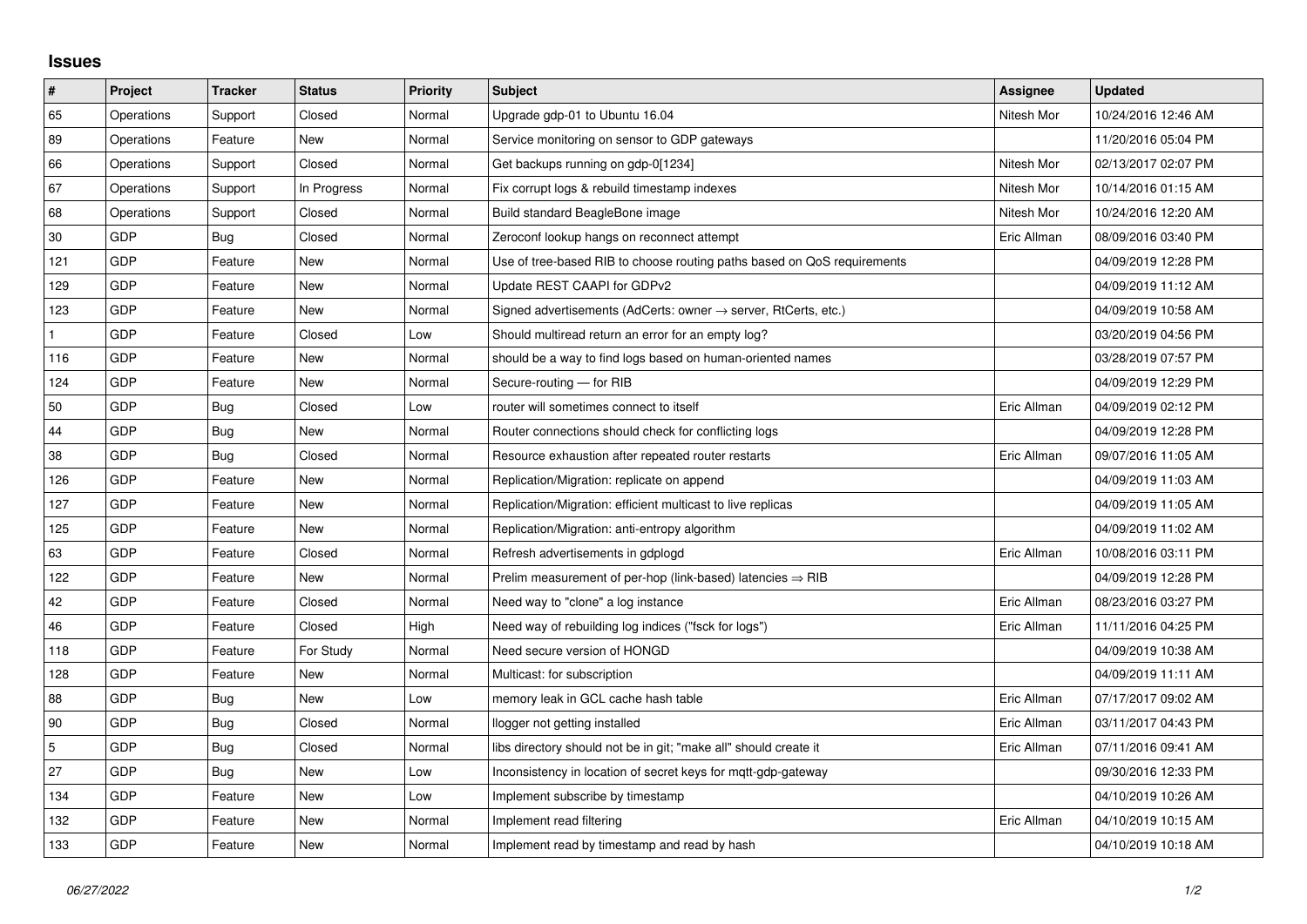## Issues

| # | Project | Tracker | Status | Priority | Subject | Assignee | Updated |
|---|---|---|---|---|---|---|---|
| 65 | Operations | Support | Closed | Normal | Upgrade gdp-01 to Ubuntu 16.04 | Nitesh Mor | 10/24/2016 12:46 AM |
| 89 | Operations | Feature | New | Normal | Service monitoring on sensor to GDP gateways | | 11/20/2016 05:04 PM |
| 66 | Operations | Support | Closed | Normal | Get backups running on gdp-0[1234] | Nitesh Mor | 02/13/2017 02:07 PM |
| 67 | Operations | Support | In Progress | Normal | Fix corrupt logs & rebuild timestamp indexes | Nitesh Mor | 10/14/2016 01:15 AM |
| 68 | Operations | Support | Closed | Normal | Build standard BeagleBone image | Nitesh Mor | 10/24/2016 12:20 AM |
| 30 | GDP | Bug | Closed | Normal | Zeroconf lookup hangs on reconnect attempt | Eric Allman | 08/09/2016 03:40 PM |
| 121 | GDP | Feature | New | Normal | Use of tree-based RIB to choose routing paths based on QoS requirements | | 04/09/2019 12:28 PM |
| 129 | GDP | Feature | New | Normal | Update REST CAAPI for GDPv2 | | 04/09/2019 11:12 AM |
| 123 | GDP | Feature | New | Normal | Signed advertisements (AdCerts: owner → server, RtCerts, etc.) | | 04/09/2019 10:58 AM |
| 1 | GDP | Feature | Closed | Low | Should multiread return an error for an empty log? | | 03/20/2019 04:56 PM |
| 116 | GDP | Feature | New | Normal | should be a way to find logs based on human-oriented names | | 03/28/2019 07:57 PM |
| 124 | GDP | Feature | New | Normal | Secure-routing — for RIB | | 04/09/2019 12:29 PM |
| 50 | GDP | Bug | Closed | Low | router will sometimes connect to itself | Eric Allman | 04/09/2019 02:12 PM |
| 44 | GDP | Bug | New | Normal | Router connections should check for conflicting logs | | 04/09/2019 12:28 PM |
| 38 | GDP | Bug | Closed | Normal | Resource exhaustion after repeated router restarts | Eric Allman | 09/07/2016 11:05 AM |
| 126 | GDP | Feature | New | Normal | Replication/Migration: replicate on append | | 04/09/2019 11:03 AM |
| 127 | GDP | Feature | New | Normal | Replication/Migration: efficient multicast to live replicas | | 04/09/2019 11:05 AM |
| 125 | GDP | Feature | New | Normal | Replication/Migration: anti-entropy algorithm | | 04/09/2019 11:02 AM |
| 63 | GDP | Feature | Closed | Normal | Refresh advertisements in gdplogd | Eric Allman | 10/08/2016 03:11 PM |
| 122 | GDP | Feature | New | Normal | Prelim measurement of per-hop (link-based) latencies ⇒ RIB | | 04/09/2019 12:28 PM |
| 42 | GDP | Feature | Closed | Normal | Need way to "clone" a log instance | Eric Allman | 08/23/2016 03:27 PM |
| 46 | GDP | Feature | Closed | High | Need way of rebuilding log indices ("fsck for logs") | Eric Allman | 11/11/2016 04:25 PM |
| 118 | GDP | Feature | For Study | Normal | Need secure version of HONGD | | 04/09/2019 10:38 AM |
| 128 | GDP | Feature | New | Normal | Multicast: for subscription | | 04/09/2019 11:11 AM |
| 88 | GDP | Bug | New | Low | memory leak in GCL cache hash table | Eric Allman | 07/17/2017 09:02 AM |
| 90 | GDP | Bug | Closed | Normal | llogger not getting installed | Eric Allman | 03/11/2017 04:43 PM |
| 5 | GDP | Bug | Closed | Normal | libs directory should not be in git; "make all" should create it | Eric Allman | 07/11/2016 09:41 AM |
| 27 | GDP | Bug | New | Low | Inconsistency in location of secret keys for mqtt-gdp-gateway | | 09/30/2016 12:33 PM |
| 134 | GDP | Feature | New | Low | Implement subscribe by timestamp | | 04/10/2019 10:26 AM |
| 132 | GDP | Feature | New | Normal | Implement read filtering | Eric Allman | 04/10/2019 10:15 AM |
| 133 | GDP | Feature | New | Normal | Implement read by timestamp and read by hash | | 04/10/2019 10:18 AM |

*06/27/2022*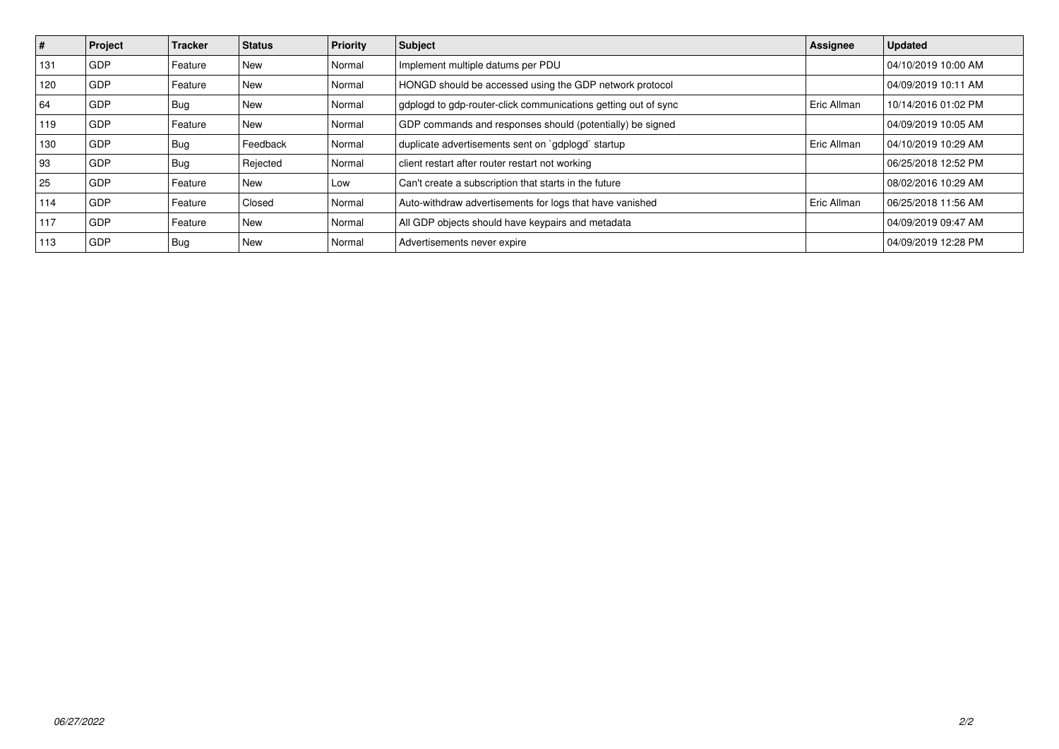| # | Project | Tracker | Status | Priority | Subject | Assignee | Updated |
|---|---|---|---|---|---|---|---|
| 131 | GDP | Feature | New | Normal | Implement multiple datums per PDU | | 04/10/2019 10:00 AM |
| 120 | GDP | Feature | New | Normal | HONGD should be accessed using the GDP network protocol | | 04/09/2019 10:11 AM |
| 64 | GDP | Bug | New | Normal | gdplogd to gdp-router-click communications getting out of sync | Eric Allman | 10/14/2016 01:02 PM |
| 119 | GDP | Feature | New | Normal | GDP commands and responses should (potentially) be signed | | 04/09/2019 10:05 AM |
| 130 | GDP | Bug | Feedback | Normal | duplicate advertisements sent on `gdplogd` startup | Eric Allman | 04/10/2019 10:29 AM |
| 93 | GDP | Bug | Rejected | Normal | client restart after router restart not working | | 06/25/2018 12:52 PM |
| 25 | GDP | Feature | New | Low | Can't create a subscription that starts in the future | | 08/02/2016 10:29 AM |
| 114 | GDP | Feature | Closed | Normal | Auto-withdraw advertisements for logs that have vanished | Eric Allman | 06/25/2018 11:56 AM |
| 117 | GDP | Feature | New | Normal | All GDP objects should have keypairs and metadata | | 04/09/2019 09:47 AM |
| 113 | GDP | Bug | New | Normal | Advertisements never expire | | 04/09/2019 12:28 PM |